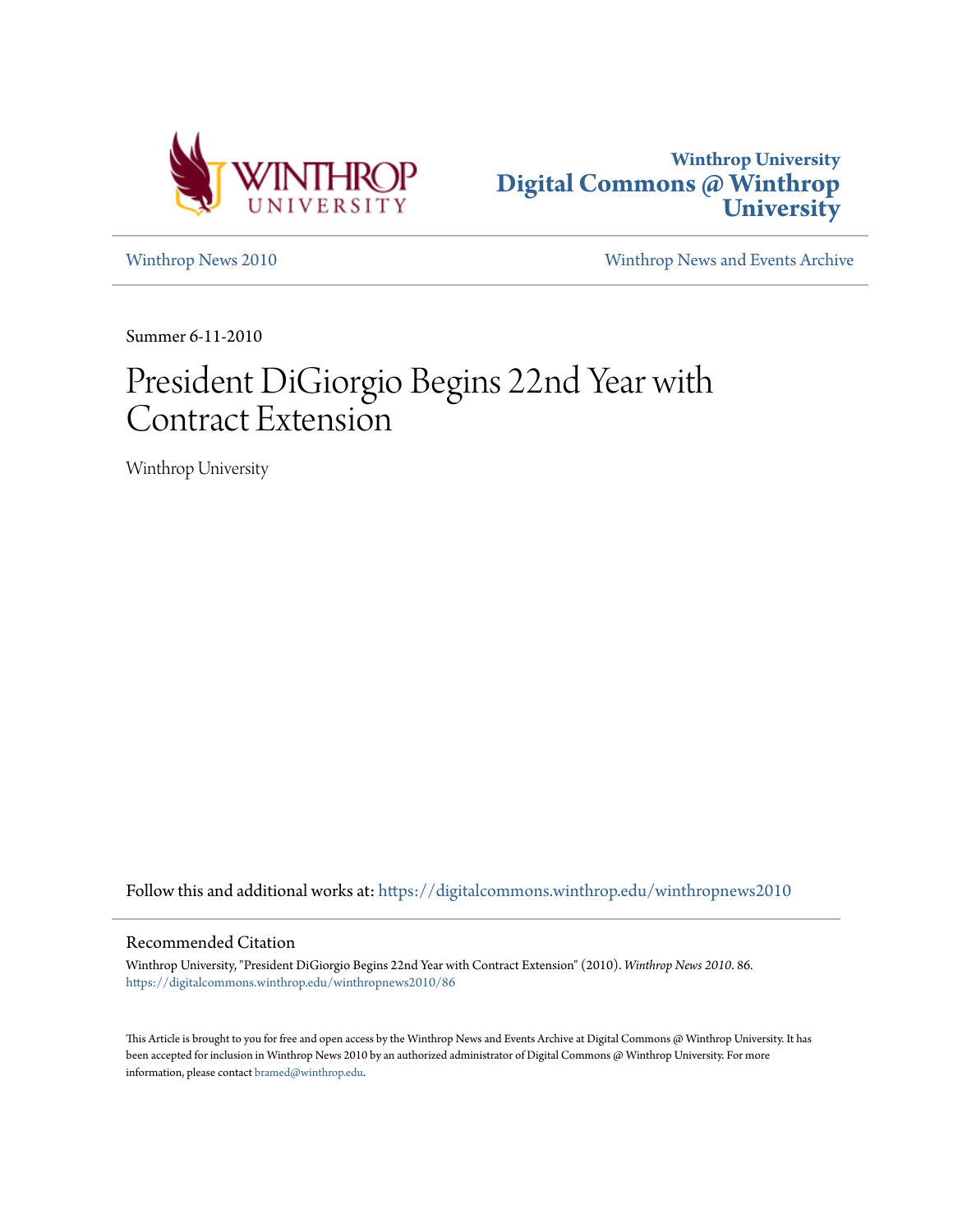Winthrop University

# Digital Commons @ Winthrop University

Winthrop News 2010

Winthrop News and Events Archive

Summer 6-11-2010

# President DiGiorgio Begins 22nd Year with Contract Extension

Winthrop University

Follow this and additional works at: https://digitalcommons.winthrop.edu/winthropnews2010

## Recommended Citation

Winthrop University, "President DiGiorgio Begins 22nd Year with Contract Extension" (2010). *Winthrop News 2010*. 86.
https://digitalcommons.winthrop.edu/winthropnews2010/86

This Article is brought to you for free and open access by the Winthrop News and Events Archive at Digital Commons @ Winthrop University. It has been accepted for inclusion in Winthrop News 2010 by an authorized administrator of Digital Commons @ Winthrop University. For more information, please contact bramed@winthrop.edu.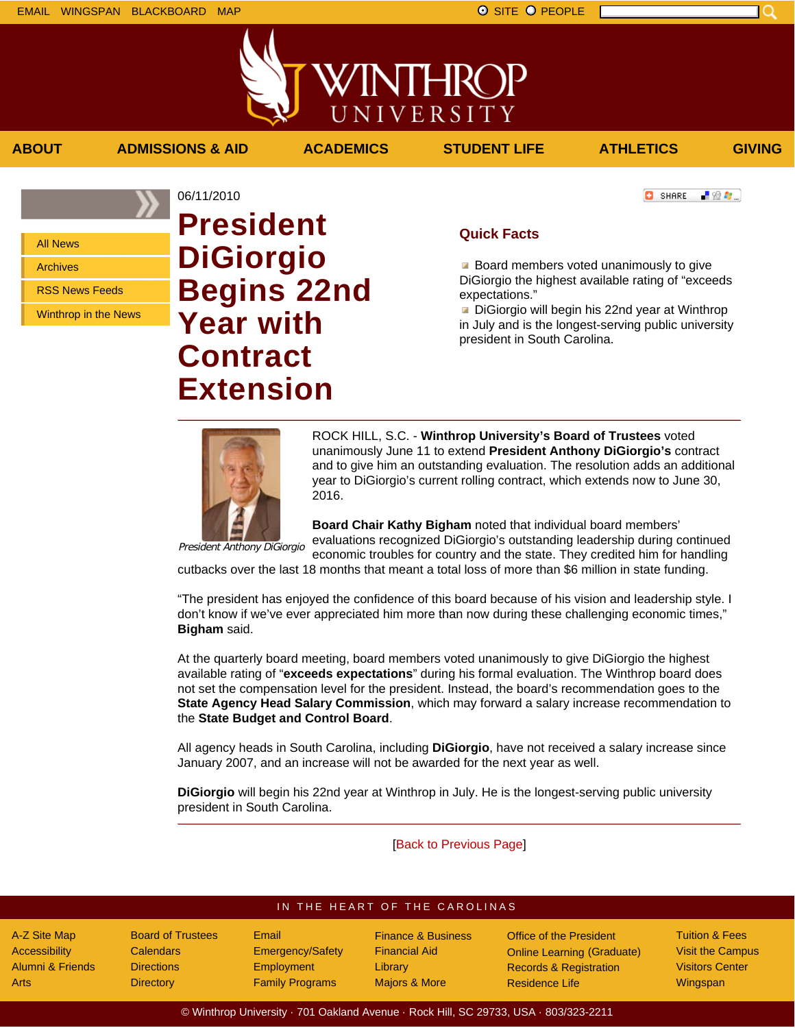EMAIL WINGSPAN BLACKBOARD MAP

SITE PEOPLE

WINTHROP UNIVERSITY

ABOUT | ADMISSIONS & AID | ACADEMICS | STUDENT LIFE | ATHLETICS | GIVING

- All News
- Archives
- RSS News Feeds
- Winthrop in the News

06/11/2010

# President DiGiorgio Begins 22nd Year with Contract Extension

## Quick Facts

- Board members voted unanimously to give DiGiorgio the highest available rating of “exceeds expectations.”
- DiGiorgio will begin his 22nd year at Winthrop in July and is the longest-serving public university president in South Carolina.

*President Anthony DiGiorgio*

ROCK HILL, S.C. - **Winthrop University’s Board of Trustees** voted unanimously June 11 to extend **President Anthony DiGiorgio’s** contract and to give him an outstanding evaluation. The resolution adds an additional year to DiGiorgio’s current rolling contract, which extends now to June 30, 2016.

**Board Chair Kathy Bigham** noted that individual board members’ evaluations recognized DiGiorgio’s outstanding leadership during continued economic troubles for country and the state. They credited him for handling cutbacks over the last 18 months that meant a total loss of more than $6 million in state funding.

“The president has enjoyed the confidence of this board because of his vision and leadership style. I don’t know if we’ve ever appreciated him more than now during these challenging economic times,” **Bigham** said.

At the quarterly board meeting, board members voted unanimously to give DiGiorgio the highest available rating of “**exceeds expectations**” during his formal evaluation. The Winthrop board does not set the compensation level for the president. Instead, the board’s recommendation goes to the **State Agency Head Salary Commission**, which may forward a salary increase recommendation to the **State Budget and Control Board**.

All agency heads in South Carolina, including **DiGiorgio**, have not received a salary increase since January 2007, and an increase will not be awarded for the next year as well.

**DiGiorgio** will begin his 22nd year at Winthrop in July. He is the longest-serving public university president in South Carolina.

[Back to Previous Page]

IN THE HEART OF THE CAROLINAS

| | | | | | |
|---|---|---|---|---|---|
| A-Z Site Map | Board of Trustees | Email | Finance & Business | Office of the President | Tuition & Fees |
| Accessibility | Calendars | Emergency/Safety | Financial Aid | Online Learning (Graduate) | Visit the Campus |
| Alumni & Friends | Directions | Employment | Library | Records & Registration | Visitors Center |
| Arts | Directory | Family Programs | Majors & More | Residence Life | Wingspan |

© Winthrop University · 701 Oakland Avenue · Rock Hill, SC 29733, USA · 803/323-2211